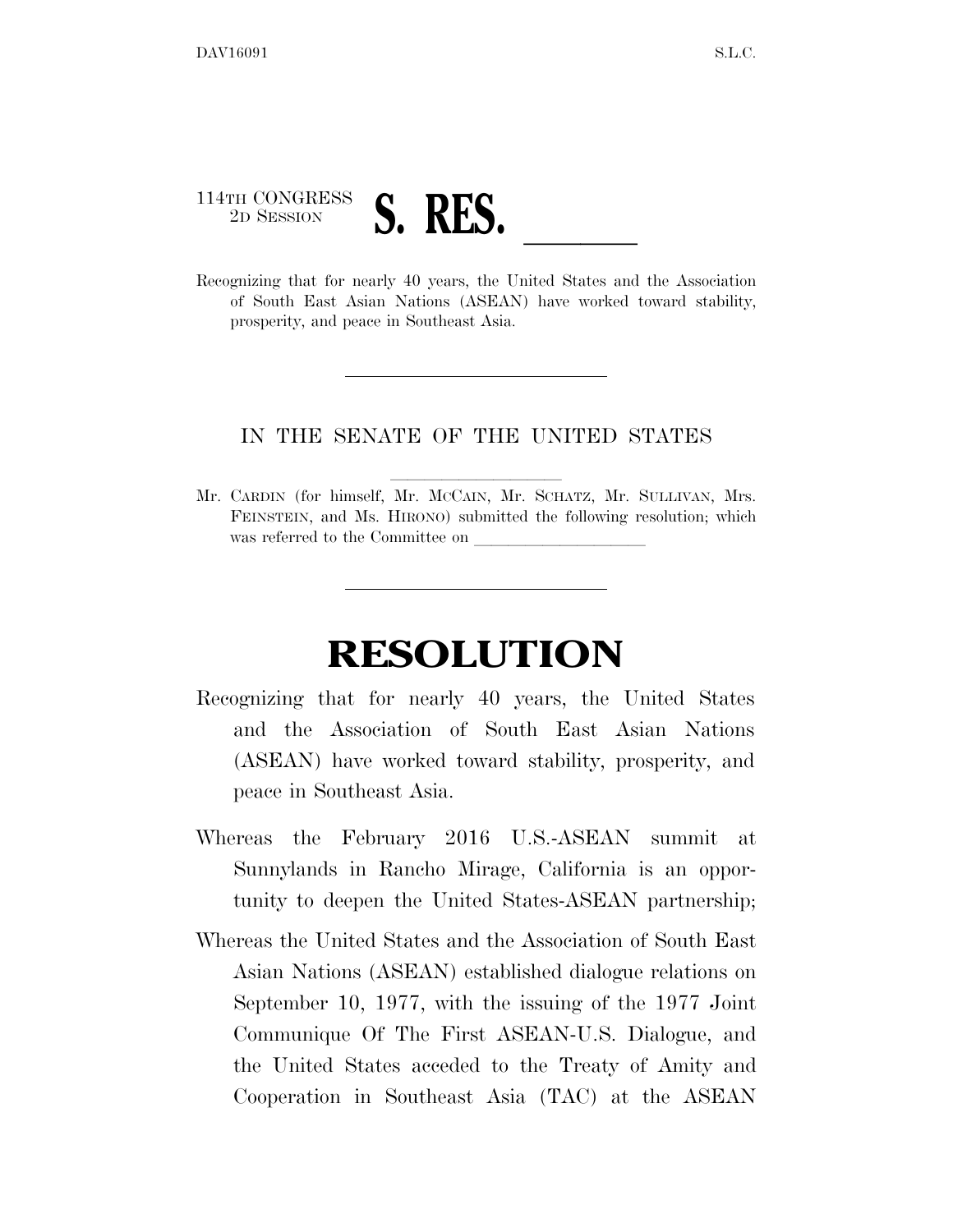114TH CONGRESS
2D SESSION

# S. RES. \_\_\_\_\_\_

Recognizing that for nearly 40 years, the United States and the Association of South East Asian Nations (ASEAN) have worked toward stability, prosperity, and peace in Southeast Asia.

---

IN THE SENATE OF THE UNITED STATES

Mr. CARDIN (for himself, Mr. MCCAIN, Mr. SCHATZ, Mr. SULLIVAN, Mrs. FEINSTEIN, and Ms. HIRONO) submitted the following resolution; which was referred to the Committee on \_\_\_\_\_\_\_\_\_\_\_\_\_\_\_\_\_\_\_\_

---

# RESOLUTION

Recognizing that for nearly 40 years, the United States and the Association of South East Asian Nations (ASEAN) have worked toward stability, prosperity, and peace in Southeast Asia.

Whereas the February 2016 U.S.-ASEAN summit at Sunnylands in Rancho Mirage, California is an opportunity to deepen the United States-ASEAN partnership;

Whereas the United States and the Association of South East Asian Nations (ASEAN) established dialogue relations on September 10, 1977, with the issuing of the 1977 Joint Communique Of The First ASEAN-U.S. Dialogue, and the United States acceded to the Treaty of Amity and Cooperation in Southeast Asia (TAC) at the ASEAN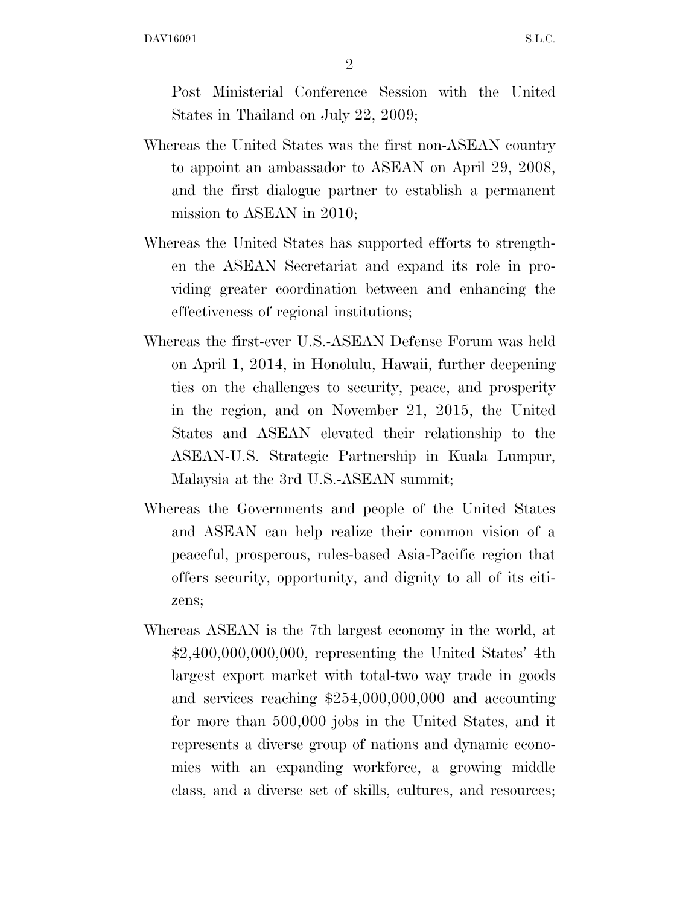Post Ministerial Conference Session with the United States in Thailand on July 22, 2009;

Whereas the United States was the first non-ASEAN country to appoint an ambassador to ASEAN on April 29, 2008, and the first dialogue partner to establish a permanent mission to ASEAN in 2010;

Whereas the United States has supported efforts to strengthen the ASEAN Secretariat and expand its role in providing greater coordination between and enhancing the effectiveness of regional institutions;

Whereas the first-ever U.S.-ASEAN Defense Forum was held on April 1, 2014, in Honolulu, Hawaii, further deepening ties on the challenges to security, peace, and prosperity in the region, and on November 21, 2015, the United States and ASEAN elevated their relationship to the ASEAN-U.S. Strategic Partnership in Kuala Lumpur, Malaysia at the 3rd U.S.-ASEAN summit;

Whereas the Governments and people of the United States and ASEAN can help realize their common vision of a peaceful, prosperous, rules-based Asia-Pacific region that offers security, opportunity, and dignity to all of its citizens;

Whereas ASEAN is the 7th largest economy in the world, at $2,400,000,000,000, representing the United States' 4th largest export market with total-two way trade in goods and services reaching $254,000,000,000 and accounting for more than 500,000 jobs in the United States, and it represents a diverse group of nations and dynamic economies with an expanding workforce, a growing middle class, and a diverse set of skills, cultures, and resources;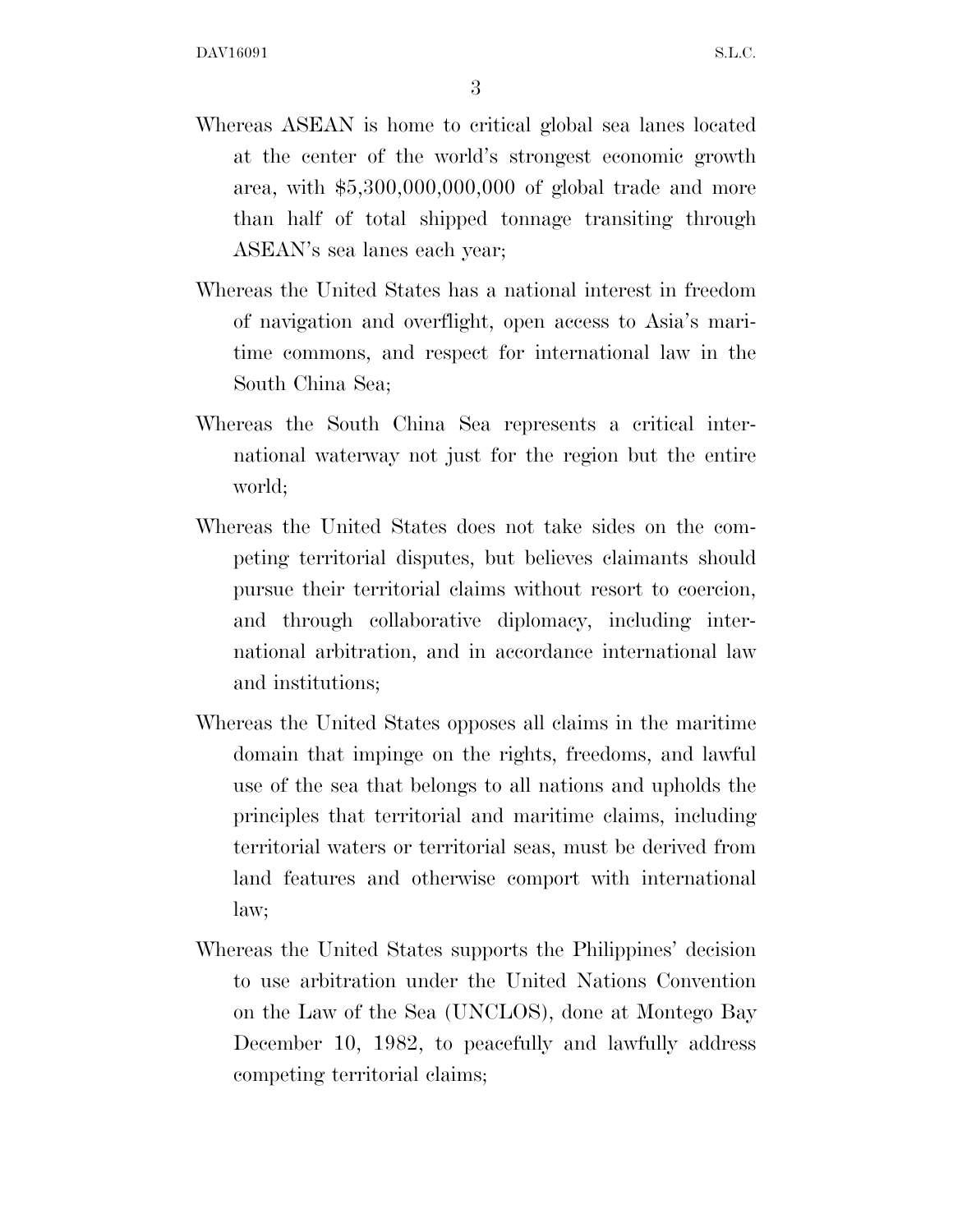Whereas ASEAN is home to critical global sea lanes located at the center of the world's strongest economic growth area, with $5,300,000,000,000 of global trade and more than half of total shipped tonnage transiting through ASEAN's sea lanes each year;

Whereas the United States has a national interest in freedom of navigation and overflight, open access to Asia's maritime commons, and respect for international law in the South China Sea;

Whereas the South China Sea represents a critical international waterway not just for the region but the entire world;

Whereas the United States does not take sides on the competing territorial disputes, but believes claimants should pursue their territorial claims without resort to coercion, and through collaborative diplomacy, including international arbitration, and in accordance international law and institutions;

Whereas the United States opposes all claims in the maritime domain that impinge on the rights, freedoms, and lawful use of the sea that belongs to all nations and upholds the principles that territorial and maritime claims, including territorial waters or territorial seas, must be derived from land features and otherwise comport with international law;

Whereas the United States supports the Philippines' decision to use arbitration under the United Nations Convention on the Law of the Sea (UNCLOS), done at Montego Bay December 10, 1982, to peacefully and lawfully address competing territorial claims;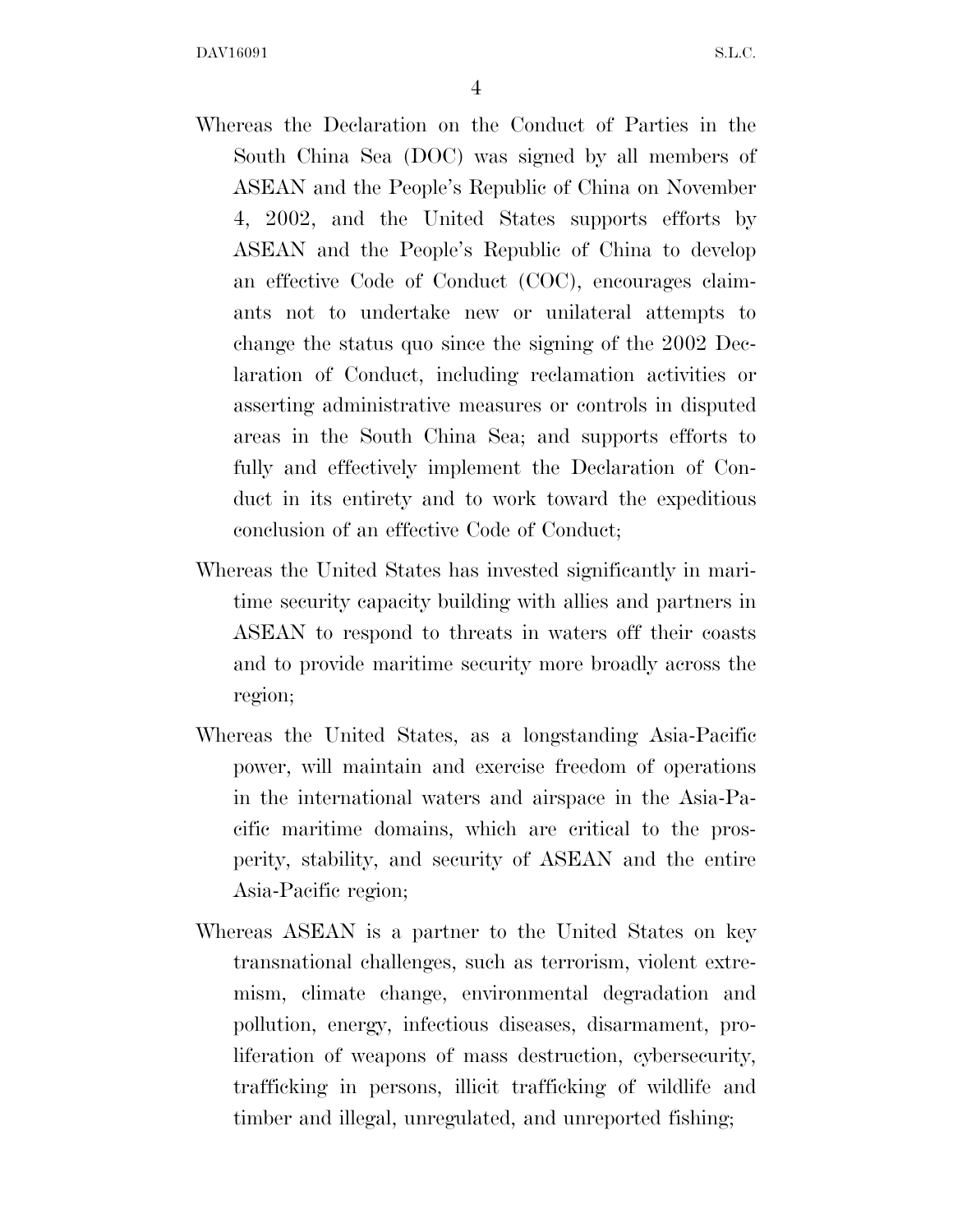Whereas the Declaration on the Conduct of Parties in the South China Sea (DOC) was signed by all members of ASEAN and the People's Republic of China on November 4, 2002, and the United States supports efforts by ASEAN and the People's Republic of China to develop an effective Code of Conduct (COC), encourages claimants not to undertake new or unilateral attempts to change the status quo since the signing of the 2002 Declaration of Conduct, including reclamation activities or asserting administrative measures or controls in disputed areas in the South China Sea; and supports efforts to fully and effectively implement the Declaration of Conduct in its entirety and to work toward the expeditious conclusion of an effective Code of Conduct;

Whereas the United States has invested significantly in maritime security capacity building with allies and partners in ASEAN to respond to threats in waters off their coasts and to provide maritime security more broadly across the region;

Whereas the United States, as a longstanding Asia-Pacific power, will maintain and exercise freedom of operations in the international waters and airspace in the Asia-Pacific maritime domains, which are critical to the prosperity, stability, and security of ASEAN and the entire Asia-Pacific region;

Whereas ASEAN is a partner to the United States on key transnational challenges, such as terrorism, violent extremism, climate change, environmental degradation and pollution, energy, infectious diseases, disarmament, proliferation of weapons of mass destruction, cybersecurity, trafficking in persons, illicit trafficking of wildlife and timber and illegal, unregulated, and unreported fishing;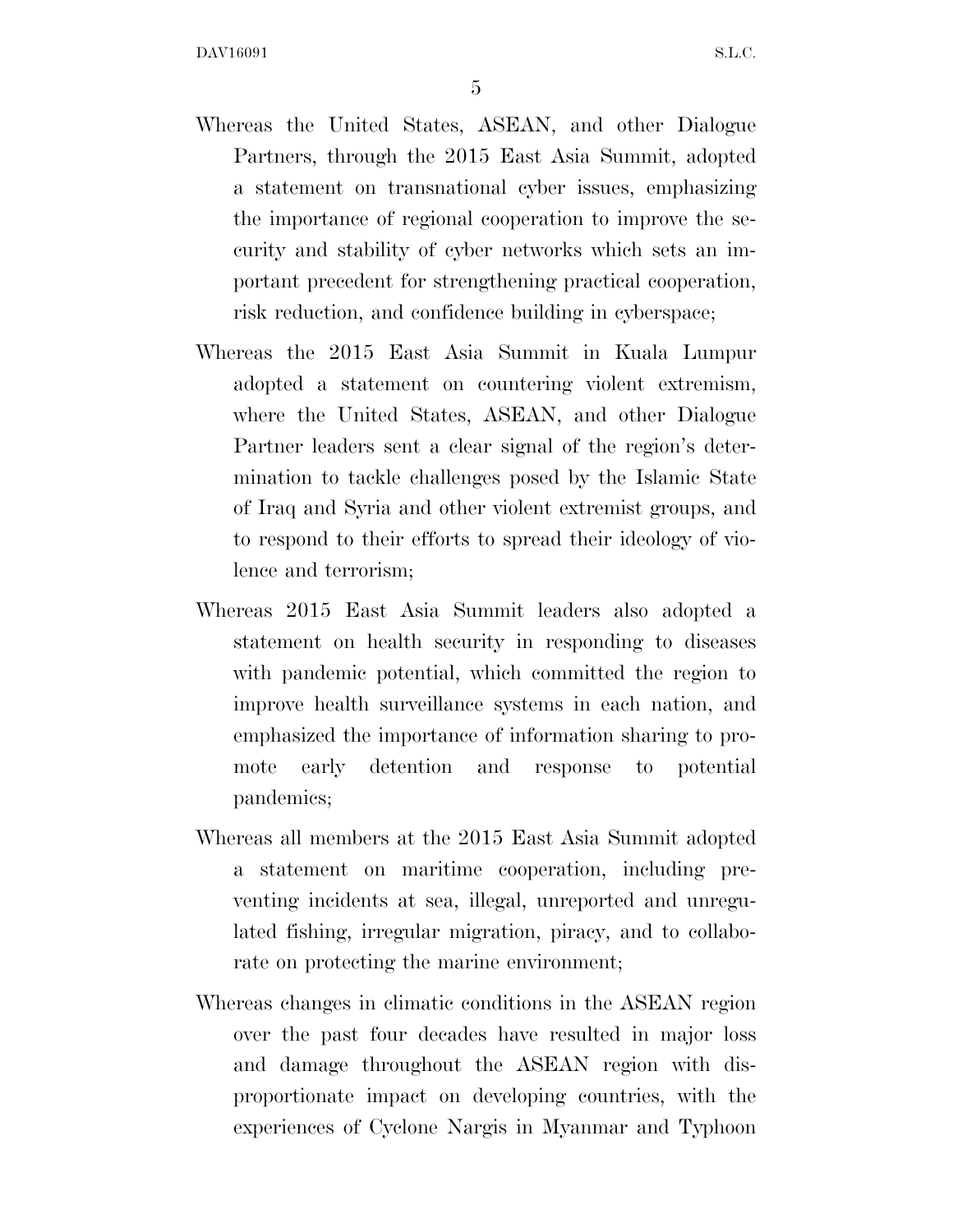Whereas the United States, ASEAN, and other Dialogue Partners, through the 2015 East Asia Summit, adopted a statement on transnational cyber issues, emphasizing the importance of regional cooperation to improve the security and stability of cyber networks which sets an important precedent for strengthening practical cooperation, risk reduction, and confidence building in cyberspace;

Whereas the 2015 East Asia Summit in Kuala Lumpur adopted a statement on countering violent extremism, where the United States, ASEAN, and other Dialogue Partner leaders sent a clear signal of the region's determination to tackle challenges posed by the Islamic State of Iraq and Syria and other violent extremist groups, and to respond to their efforts to spread their ideology of violence and terrorism;

Whereas 2015 East Asia Summit leaders also adopted a statement on health security in responding to diseases with pandemic potential, which committed the region to improve health surveillance systems in each nation, and emphasized the importance of information sharing to promote early detention and response to potential pandemics;

Whereas all members at the 2015 East Asia Summit adopted a statement on maritime cooperation, including preventing incidents at sea, illegal, unreported and unregulated fishing, irregular migration, piracy, and to collaborate on protecting the marine environment;

Whereas changes in climatic conditions in the ASEAN region over the past four decades have resulted in major loss and damage throughout the ASEAN region with disproportionate impact on developing countries, with the experiences of Cyclone Nargis in Myanmar and Typhoon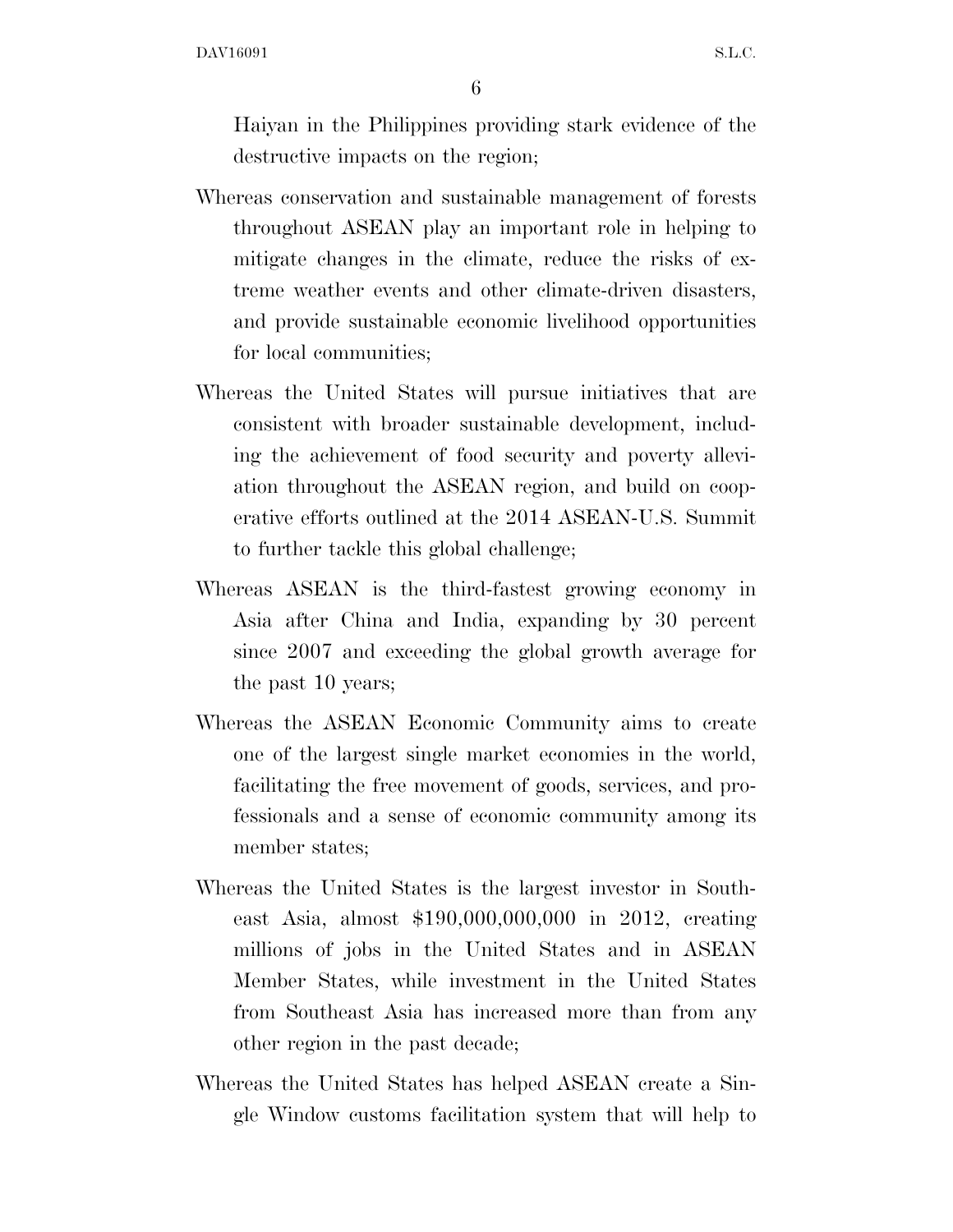Haiyan in the Philippines providing stark evidence of the destructive impacts on the region;

Whereas conservation and sustainable management of forests throughout ASEAN play an important role in helping to mitigate changes in the climate, reduce the risks of extreme weather events and other climate-driven disasters, and provide sustainable economic livelihood opportunities for local communities;

Whereas the United States will pursue initiatives that are consistent with broader sustainable development, including the achievement of food security and poverty alleviation throughout the ASEAN region, and build on cooperative efforts outlined at the 2014 ASEAN-U.S. Summit to further tackle this global challenge;

Whereas ASEAN is the third-fastest growing economy in Asia after China and India, expanding by 30 percent since 2007 and exceeding the global growth average for the past 10 years;

Whereas the ASEAN Economic Community aims to create one of the largest single market economies in the world, facilitating the free movement of goods, services, and professionals and a sense of economic community among its member states;

Whereas the United States is the largest investor in Southeast Asia, almost $190,000,000,000 in 2012, creating millions of jobs in the United States and in ASEAN Member States, while investment in the United States from Southeast Asia has increased more than from any other region in the past decade;

Whereas the United States has helped ASEAN create a Single Window customs facilitation system that will help to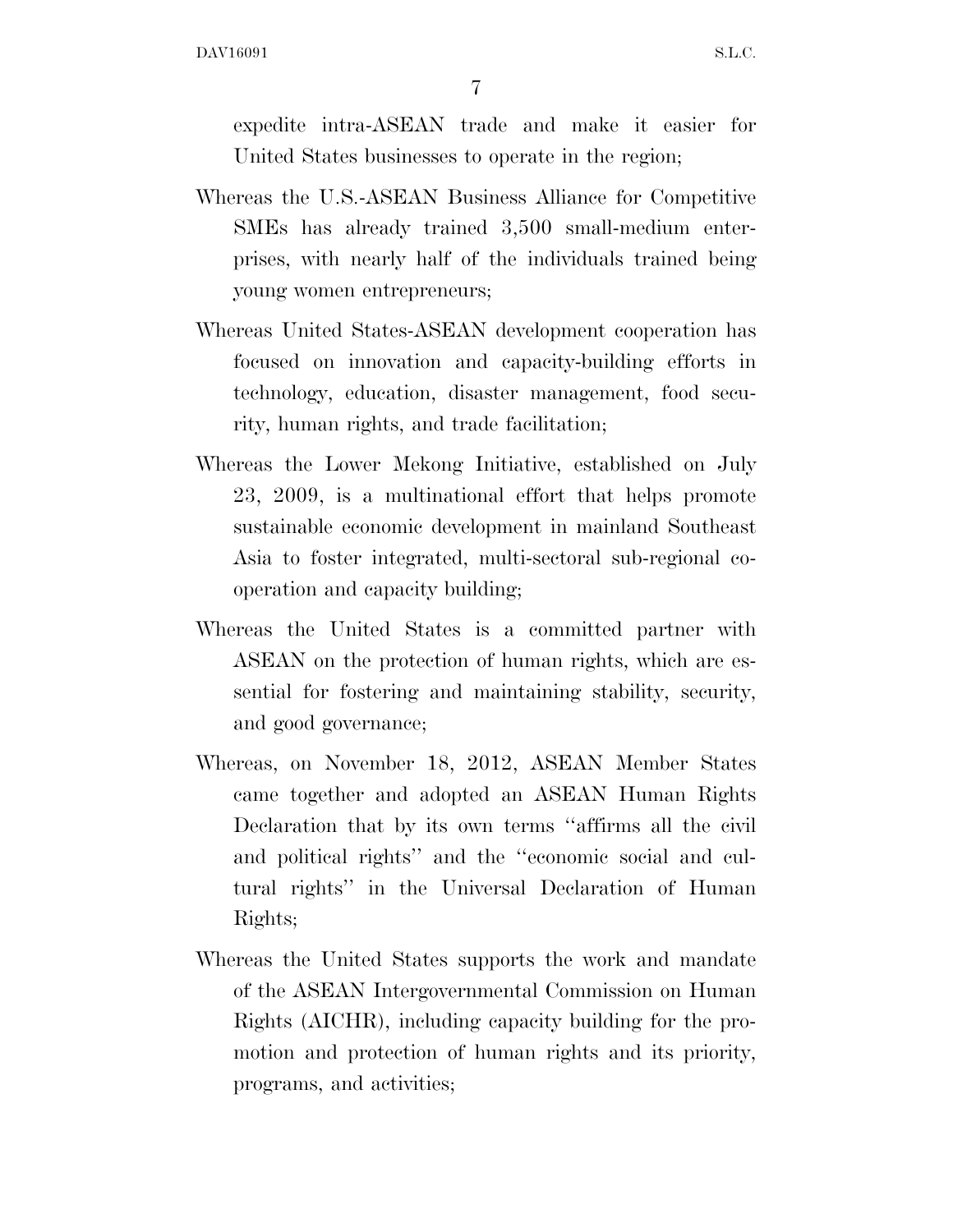expedite intra-ASEAN trade and make it easier for United States businesses to operate in the region;

Whereas the U.S.-ASEAN Business Alliance for Competitive SMEs has already trained 3,500 small-medium enterprises, with nearly half of the individuals trained being young women entrepreneurs;

Whereas United States-ASEAN development cooperation has focused on innovation and capacity-building efforts in technology, education, disaster management, food security, human rights, and trade facilitation;

Whereas the Lower Mekong Initiative, established on July 23, 2009, is a multinational effort that helps promote sustainable economic development in mainland Southeast Asia to foster integrated, multi-sectoral sub-regional cooperation and capacity building;

Whereas the United States is a committed partner with ASEAN on the protection of human rights, which are essential for fostering and maintaining stability, security, and good governance;

Whereas, on November 18, 2012, ASEAN Member States came together and adopted an ASEAN Human Rights Declaration that by its own terms "affirms all the civil and political rights" and the "economic social and cultural rights" in the Universal Declaration of Human Rights;

Whereas the United States supports the work and mandate of the ASEAN Intergovernmental Commission on Human Rights (AICHR), including capacity building for the promotion and protection of human rights and its priority, programs, and activities;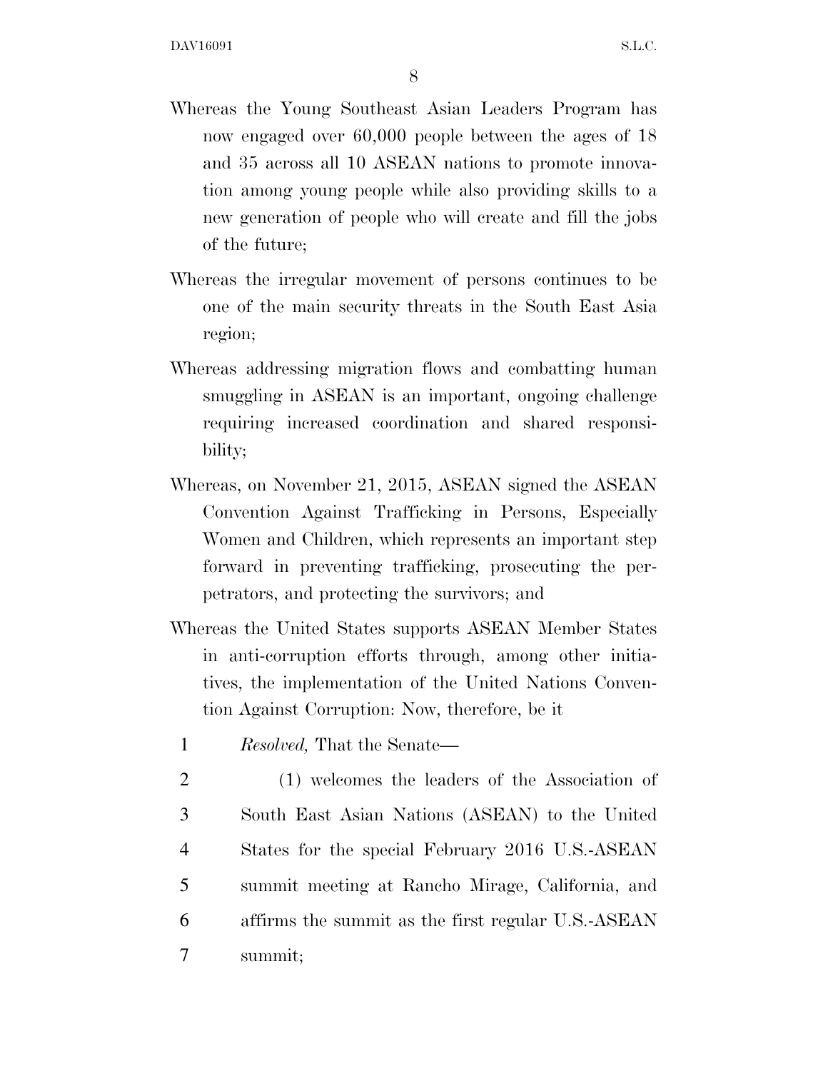Whereas the Young Southeast Asian Leaders Program has now engaged over 60,000 people between the ages of 18 and 35 across all 10 ASEAN nations to promote innovation among young people while also providing skills to a new generation of people who will create and fill the jobs of the future;

Whereas the irregular movement of persons continues to be one of the main security threats in the South East Asia region;

Whereas addressing migration flows and combatting human smuggling in ASEAN is an important, ongoing challenge requiring increased coordination and shared responsibility;

Whereas, on November 21, 2015, ASEAN signed the ASEAN Convention Against Trafficking in Persons, Especially Women and Children, which represents an important step forward in preventing trafficking, prosecuting the perpetrators, and protecting the survivors; and

Whereas the United States supports ASEAN Member States in anti-corruption efforts through, among other initiatives, the implementation of the United Nations Convention Against Corruption: Now, therefore, be it

1 *Resolved,* That the Senate—

2 (1) welcomes the leaders of the Association of
3 South East Asian Nations (ASEAN) to the United
4 States for the special February 2016 U.S.-ASEAN
5 summit meeting at Rancho Mirage, California, and
6 affirms the summit as the first regular U.S.-ASEAN
7 summit;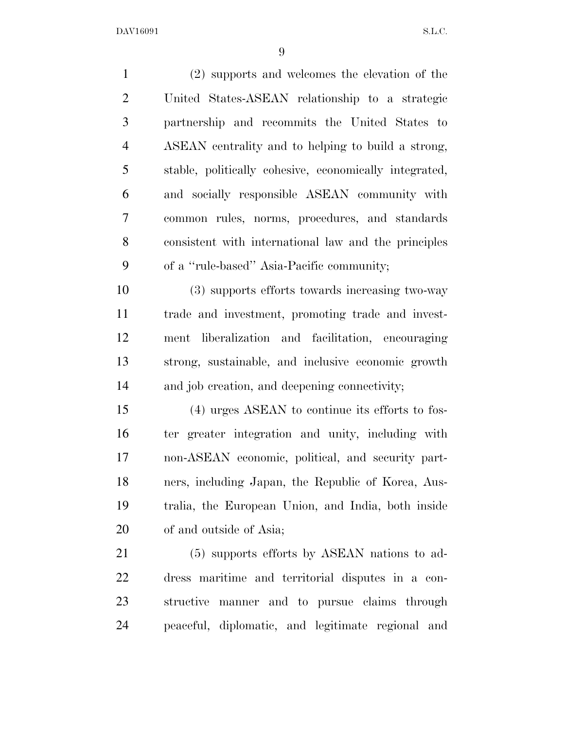(2) supports and welcomes the elevation of the United States-ASEAN relationship to a strategic partnership and recommits the United States to ASEAN centrality and to helping to build a strong, stable, politically cohesive, economically integrated, and socially responsible ASEAN community with common rules, norms, procedures, and standards consistent with international law and the principles of a "rule-based" Asia-Pacific community;

(3) supports efforts towards increasing two-way trade and investment, promoting trade and investment liberalization and facilitation, encouraging strong, sustainable, and inclusive economic growth and job creation, and deepening connectivity;

(4) urges ASEAN to continue its efforts to foster greater integration and unity, including with non-ASEAN economic, political, and security partners, including Japan, the Republic of Korea, Australia, the European Union, and India, both inside of and outside of Asia;

(5) supports efforts by ASEAN nations to address maritime and territorial disputes in a constructive manner and to pursue claims through peaceful, diplomatic, and legitimate regional and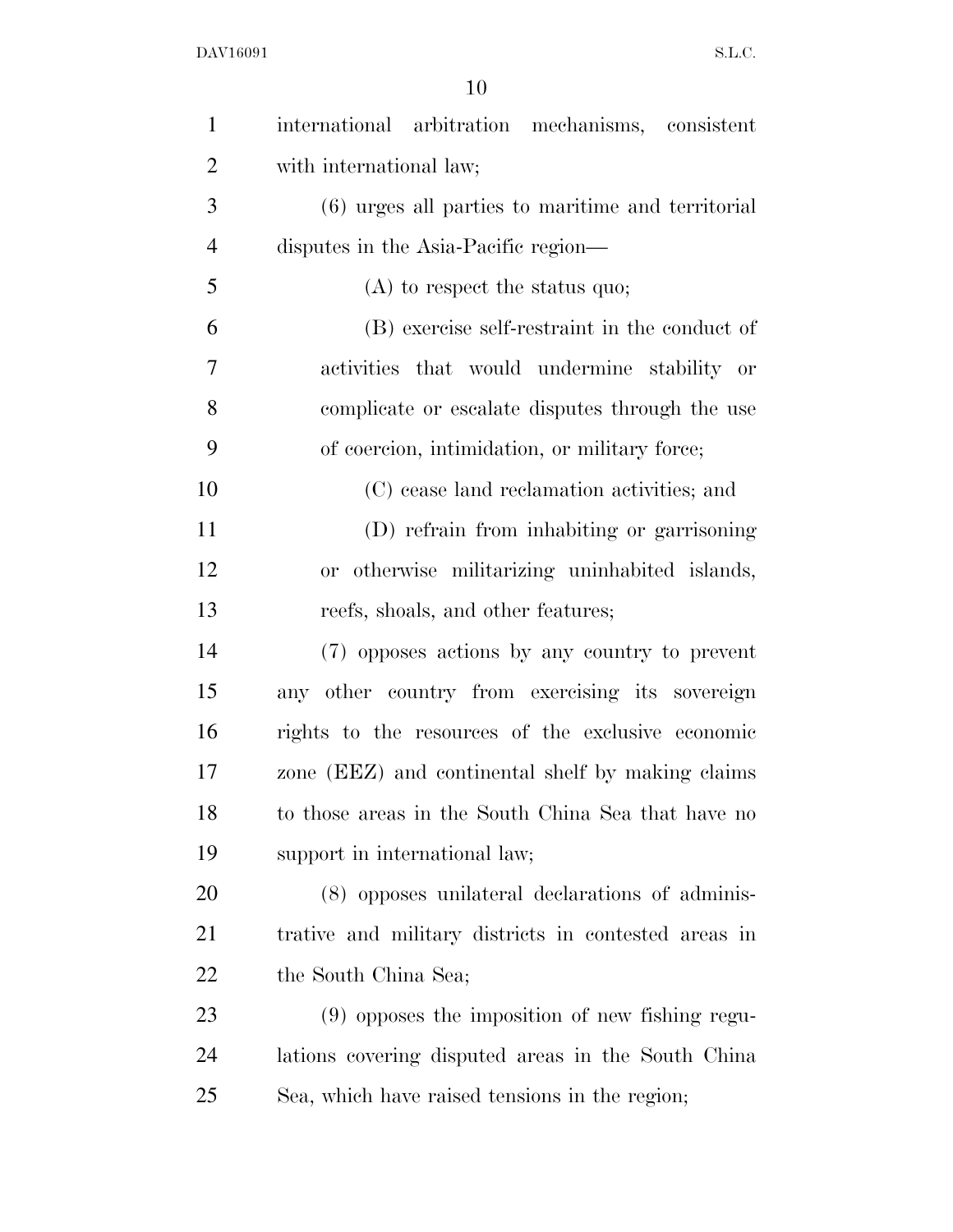international arbitration mechanisms, consistent with international law;

(6) urges all parties to maritime and territorial disputes in the Asia-Pacific region—

(A) to respect the status quo;

(B) exercise self-restraint in the conduct of activities that would undermine stability or complicate or escalate disputes through the use of coercion, intimidation, or military force;

(C) cease land reclamation activities; and

(D) refrain from inhabiting or garrisoning or otherwise militarizing uninhabited islands, reefs, shoals, and other features;

(7) opposes actions by any country to prevent any other country from exercising its sovereign rights to the resources of the exclusive economic zone (EEZ) and continental shelf by making claims to those areas in the South China Sea that have no support in international law;

(8) opposes unilateral declarations of administrative and military districts in contested areas in the South China Sea;

(9) opposes the imposition of new fishing regulations covering disputed areas in the South China Sea, which have raised tensions in the region;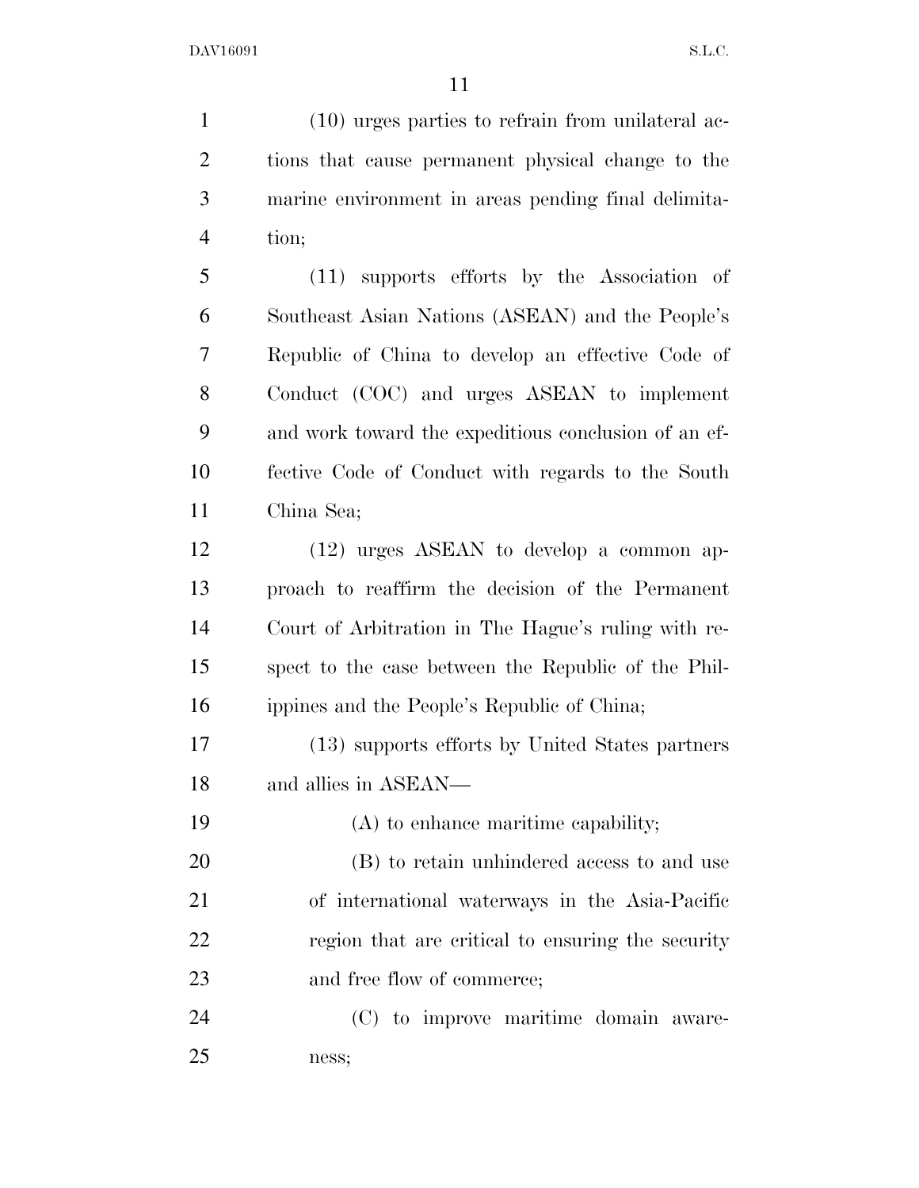(10) urges parties to refrain from unilateral actions that cause permanent physical change to the marine environment in areas pending final delimitation;

(11) supports efforts by the Association of Southeast Asian Nations (ASEAN) and the People's Republic of China to develop an effective Code of Conduct (COC) and urges ASEAN to implement and work toward the expeditious conclusion of an effective Code of Conduct with regards to the South China Sea;

(12) urges ASEAN to develop a common approach to reaffirm the decision of the Permanent Court of Arbitration in The Hague's ruling with respect to the case between the Republic of the Philippines and the People's Republic of China;

(13) supports efforts by United States partners and allies in ASEAN—

(A) to enhance maritime capability;

(B) to retain unhindered access to and use of international waterways in the Asia-Pacific region that are critical to ensuring the security and free flow of commerce;

(C) to improve maritime domain awareness;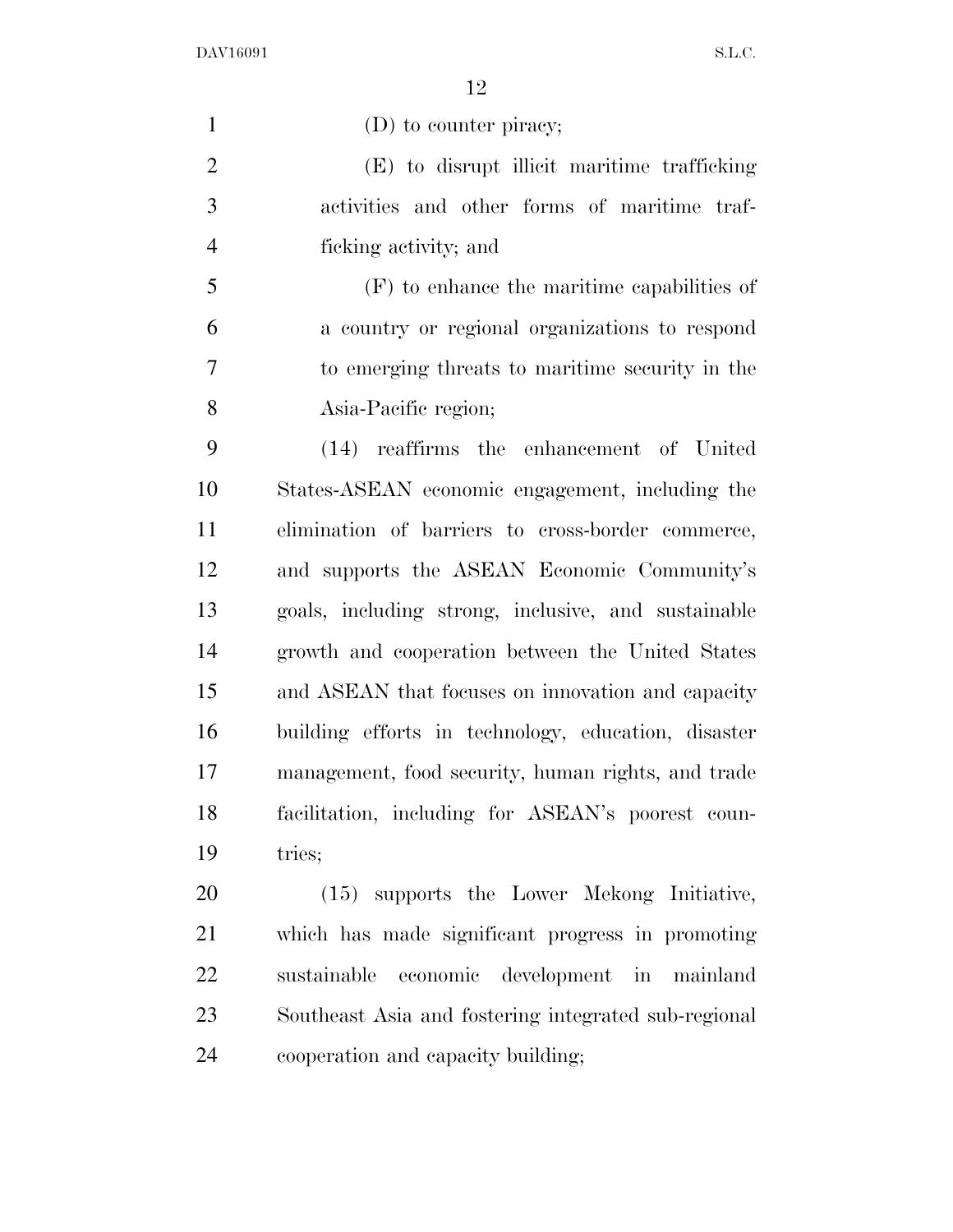(D) to counter piracy;

(E) to disrupt illicit maritime trafficking activities and other forms of maritime trafficking activity; and

(F) to enhance the maritime capabilities of a country or regional organizations to respond to emerging threats to maritime security in the Asia-Pacific region;

(14) reaffirms the enhancement of United States-ASEAN economic engagement, including the elimination of barriers to cross-border commerce, and supports the ASEAN Economic Community's goals, including strong, inclusive, and sustainable growth and cooperation between the United States and ASEAN that focuses on innovation and capacity building efforts in technology, education, disaster management, food security, human rights, and trade facilitation, including for ASEAN's poorest countries;

(15) supports the Lower Mekong Initiative, which has made significant progress in promoting sustainable economic development in mainland Southeast Asia and fostering integrated sub-regional cooperation and capacity building;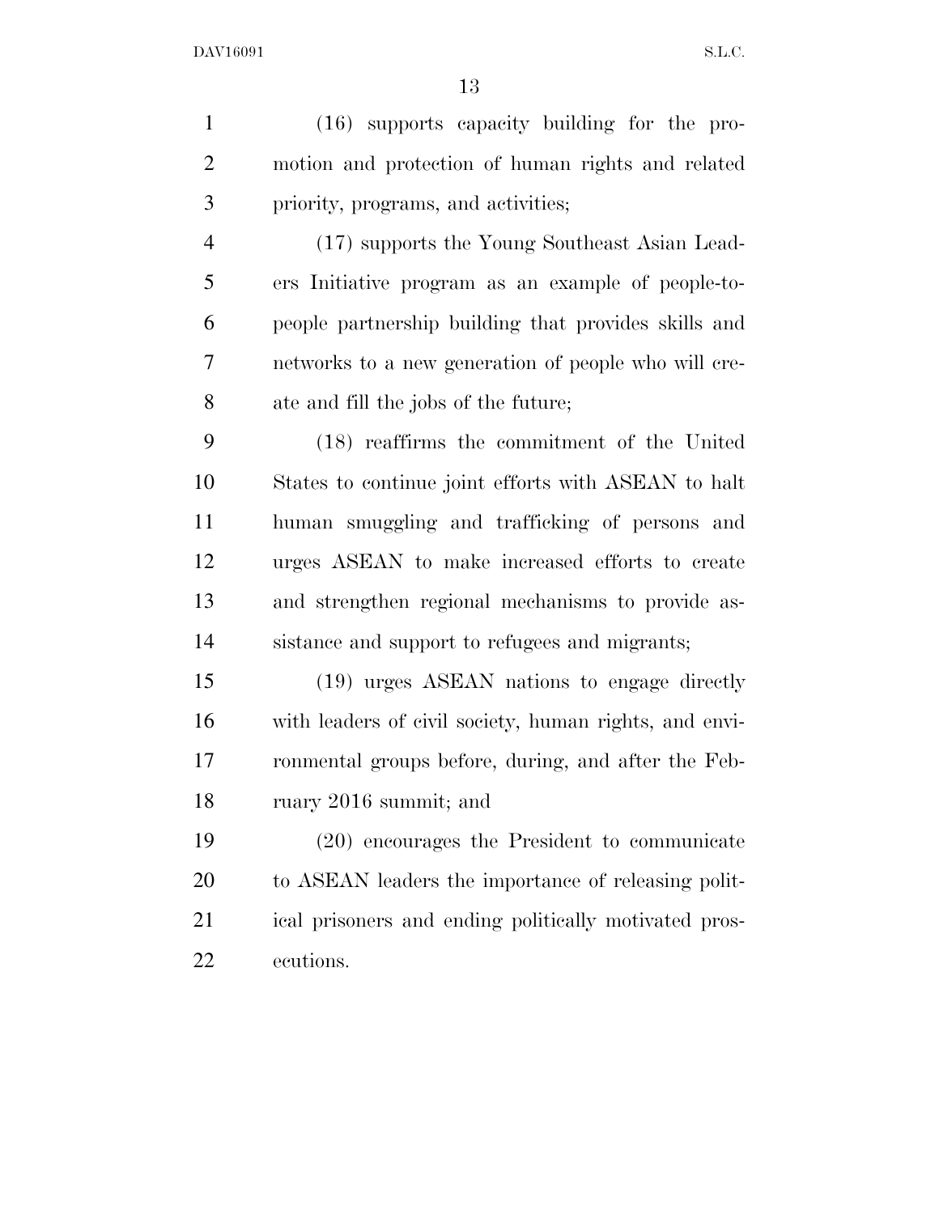(16) supports capacity building for the promotion and protection of human rights and related priority, programs, and activities;

(17) supports the Young Southeast Asian Leaders Initiative program as an example of people-to-people partnership building that provides skills and networks to a new generation of people who will create and fill the jobs of the future;

(18) reaffirms the commitment of the United States to continue joint efforts with ASEAN to halt human smuggling and trafficking of persons and urges ASEAN to make increased efforts to create and strengthen regional mechanisms to provide assistance and support to refugees and migrants;

(19) urges ASEAN nations to engage directly with leaders of civil society, human rights, and environmental groups before, during, and after the February 2016 summit; and

(20) encourages the President to communicate to ASEAN leaders the importance of releasing political prisoners and ending politically motivated prosecutions.